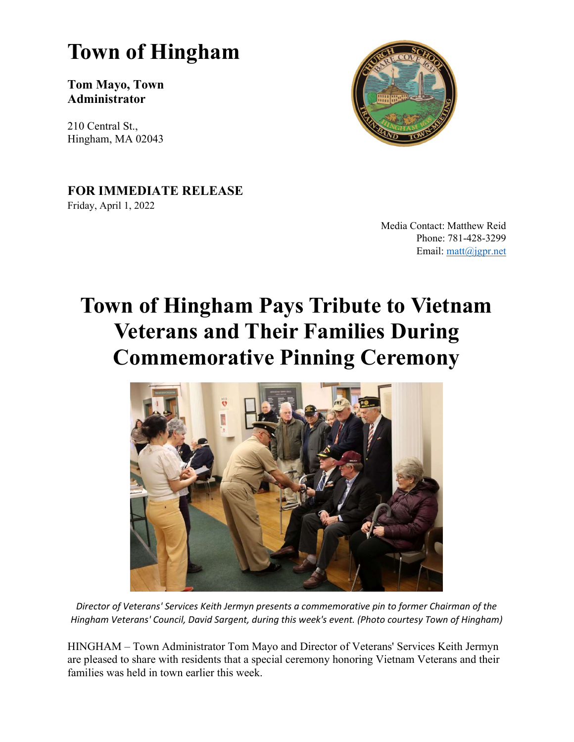# Town of Hingham

**Tom Mayo, Town Administrator**

210 Central St.,
Hingham, MA 02043

**FOR IMMEDIATE RELEASE**
Friday, April 1, 2022

Media Contact: Matthew Reid
Phone: 781-428-3299
Email: matt@jgpr.net

# Town of Hingham Pays Tribute to Vietnam Veterans and Their Families During Commemorative Pinning Ceremony

*Director of Veterans' Services Keith Jermyn presents a commemorative pin to former Chairman of the Hingham Veterans' Council, David Sargent, during this week's event. (Photo courtesy Town of Hingham)*

HINGHAM – Town Administrator Tom Mayo and Director of Veterans' Services Keith Jermyn are pleased to share with residents that a special ceremony honoring Vietnam Veterans and their families was held in town earlier this week.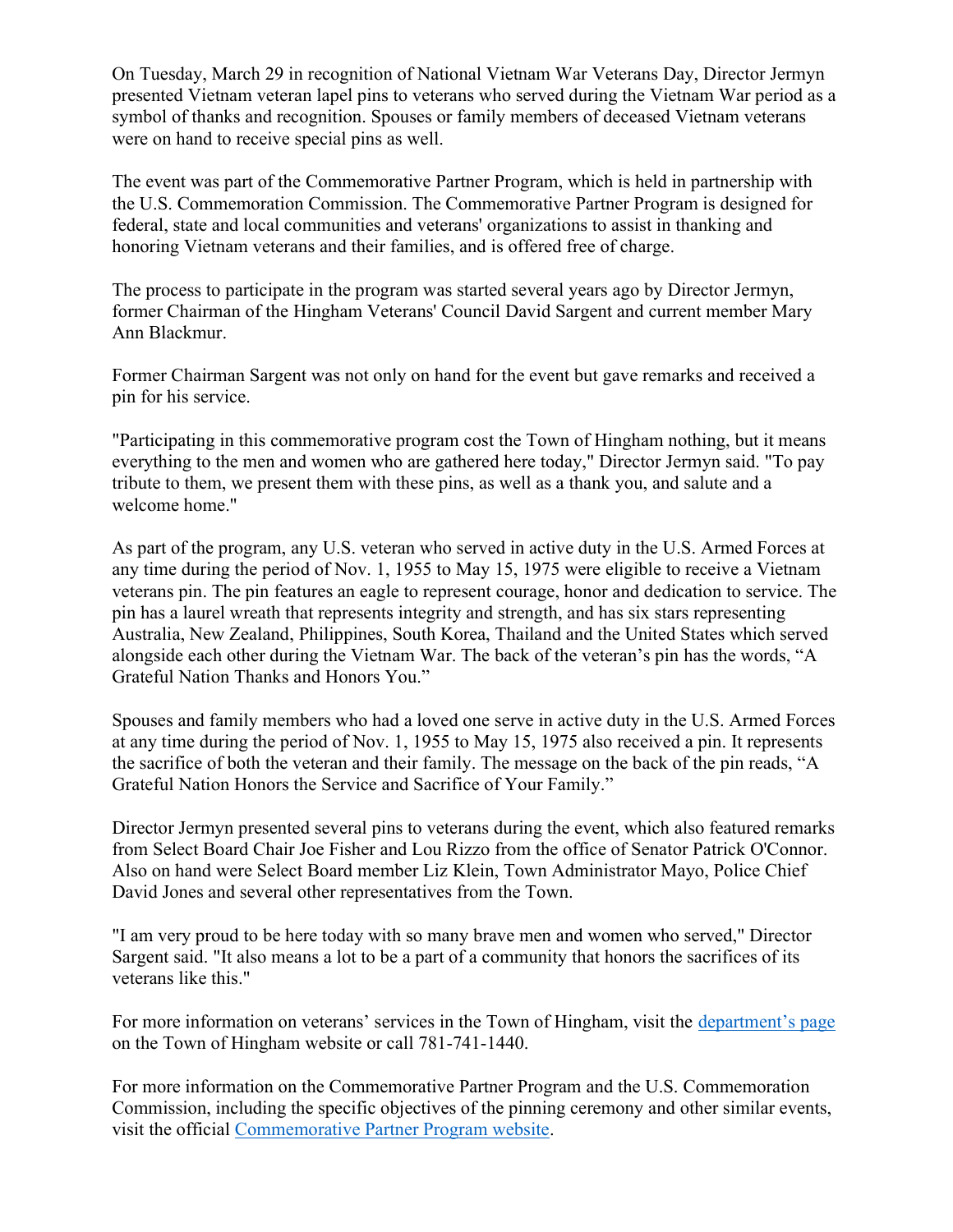On Tuesday, March 29 in recognition of National Vietnam War Veterans Day, Director Jermyn presented Vietnam veteran lapel pins to veterans who served during the Vietnam War period as a symbol of thanks and recognition. Spouses or family members of deceased Vietnam veterans were on hand to receive special pins as well.

The event was part of the Commemorative Partner Program, which is held in partnership with the U.S. Commemoration Commission. The Commemorative Partner Program is designed for federal, state and local communities and veterans' organizations to assist in thanking and honoring Vietnam veterans and their families, and is offered free of charge.

The process to participate in the program was started several years ago by Director Jermyn, former Chairman of the Hingham Veterans' Council David Sargent and current member Mary Ann Blackmur.

Former Chairman Sargent was not only on hand for the event but gave remarks and received a pin for his service.

"Participating in this commemorative program cost the Town of Hingham nothing, but it means everything to the men and women who are gathered here today," Director Jermyn said. "To pay tribute to them, we present them with these pins, as well as a thank you, and salute and a welcome home."

As part of the program, any U.S. veteran who served in active duty in the U.S. Armed Forces at any time during the period of Nov. 1, 1955 to May 15, 1975 were eligible to receive a Vietnam veterans pin. The pin features an eagle to represent courage, honor and dedication to service. The pin has a laurel wreath that represents integrity and strength, and has six stars representing Australia, New Zealand, Philippines, South Korea, Thailand and the United States which served alongside each other during the Vietnam War. The back of the veteran's pin has the words, "A Grateful Nation Thanks and Honors You."

Spouses and family members who had a loved one serve in active duty in the U.S. Armed Forces at any time during the period of Nov. 1, 1955 to May 15, 1975 also received a pin. It represents the sacrifice of both the veteran and their family. The message on the back of the pin reads, "A Grateful Nation Honors the Service and Sacrifice of Your Family."

Director Jermyn presented several pins to veterans during the event, which also featured remarks from Select Board Chair Joe Fisher and Lou Rizzo from the office of Senator Patrick O'Connor. Also on hand were Select Board member Liz Klein, Town Administrator Mayo, Police Chief David Jones and several other representatives from the Town.

"I am very proud to be here today with so many brave men and women who served," Director Sargent said. "It also means a lot to be a part of a community that honors the sacrifices of its veterans like this."

For more information on veterans' services in the Town of Hingham, visit the [department's page](#) on the Town of Hingham website or call 781-741-1440.

For more information on the Commemorative Partner Program and the U.S. Commemoration Commission, including the specific objectives of the pinning ceremony and other similar events, visit the official [Commemorative Partner Program website](#).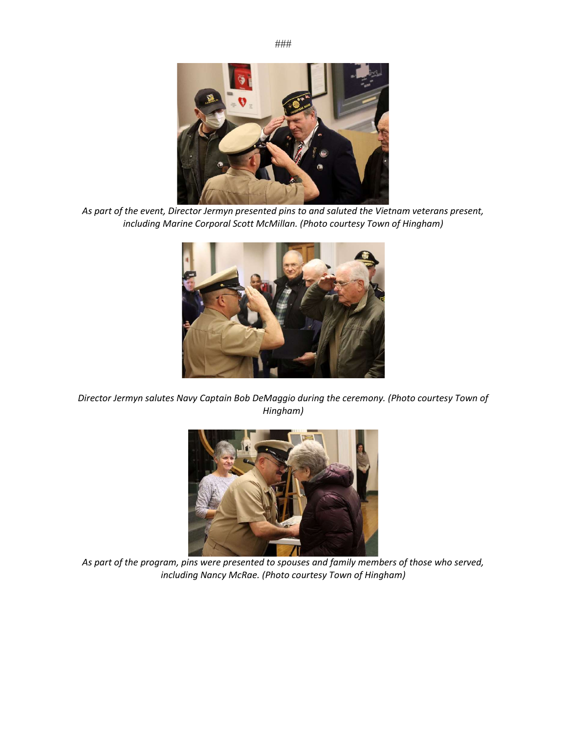###

*As part of the event, Director Jermyn presented pins to and saluted the Vietnam veterans present, including Marine Corporal Scott McMillan. (Photo courtesy Town of Hingham)*

*Director Jermyn salutes Navy Captain Bob DeMaggio during the ceremony. (Photo courtesy Town of Hingham)*

*As part of the program, pins were presented to spouses and family members of those who served, including Nancy McRae. (Photo courtesy Town of Hingham)*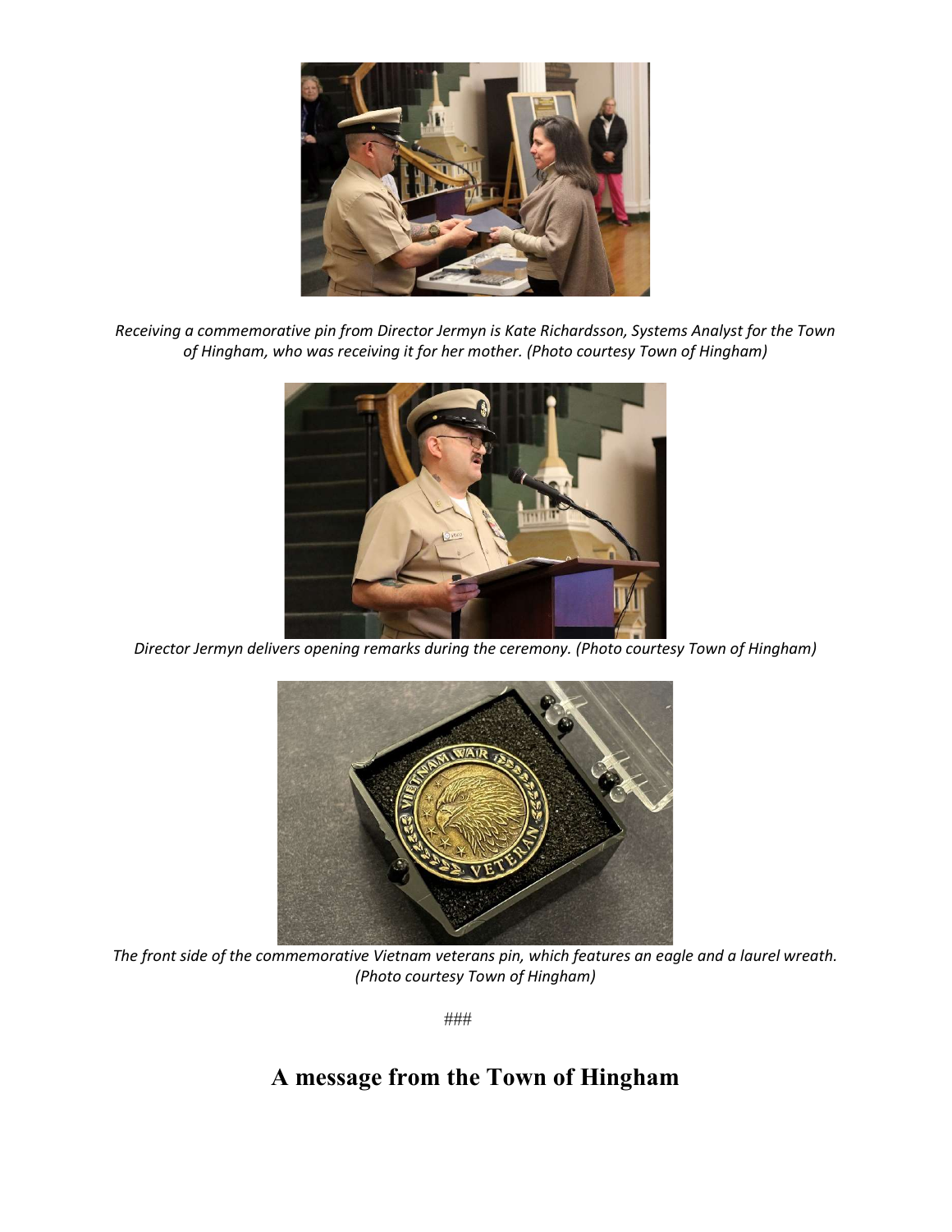*Receiving a commemorative pin from Director Jermyn is Kate Richardsson, Systems Analyst for the Town of Hingham, who was receiving it for her mother. (Photo courtesy Town of Hingham)*

*Director Jermyn delivers opening remarks during the ceremony. (Photo courtesy Town of Hingham)*

*The front side of the commemorative Vietnam veterans pin, which features an eagle and a laurel wreath. (Photo courtesy Town of Hingham)*

###

## A message from the Town of Hingham